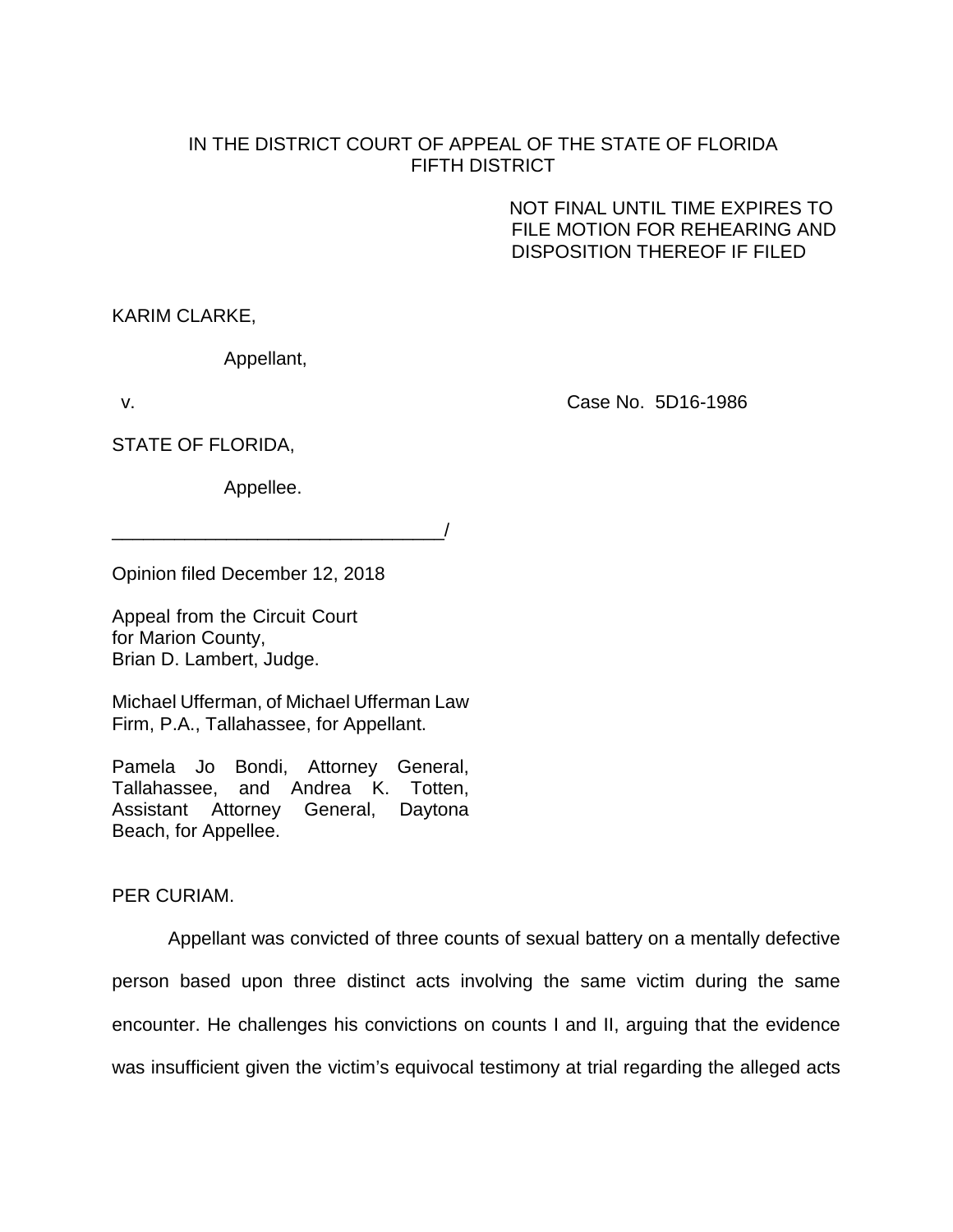IN THE DISTRICT COURT OF APPEAL OF THE STATE OF FLORIDA
FIFTH DISTRICT

NOT FINAL UNTIL TIME EXPIRES TO FILE MOTION FOR REHEARING AND DISPOSITION THEREOF IF FILED

KARIM CLARKE,

Appellant,

v. Case No. 5D16-1986

STATE OF FLORIDA,

Appellee.

________________________________/

Opinion filed December 12, 2018

Appeal from the Circuit Court for Marion County,
Brian D. Lambert, Judge.

Michael Ufferman, of Michael Ufferman Law Firm, P.A., Tallahassee, for Appellant.

Pamela Jo Bondi, Attorney General, Tallahassee, and Andrea K. Totten, Assistant Attorney General, Daytona Beach, for Appellee.

PER CURIAM.

Appellant was convicted of three counts of sexual battery on a mentally defective person based upon three distinct acts involving the same victim during the same encounter. He challenges his convictions on counts I and II, arguing that the evidence was insufficient given the victim's equivocal testimony at trial regarding the alleged acts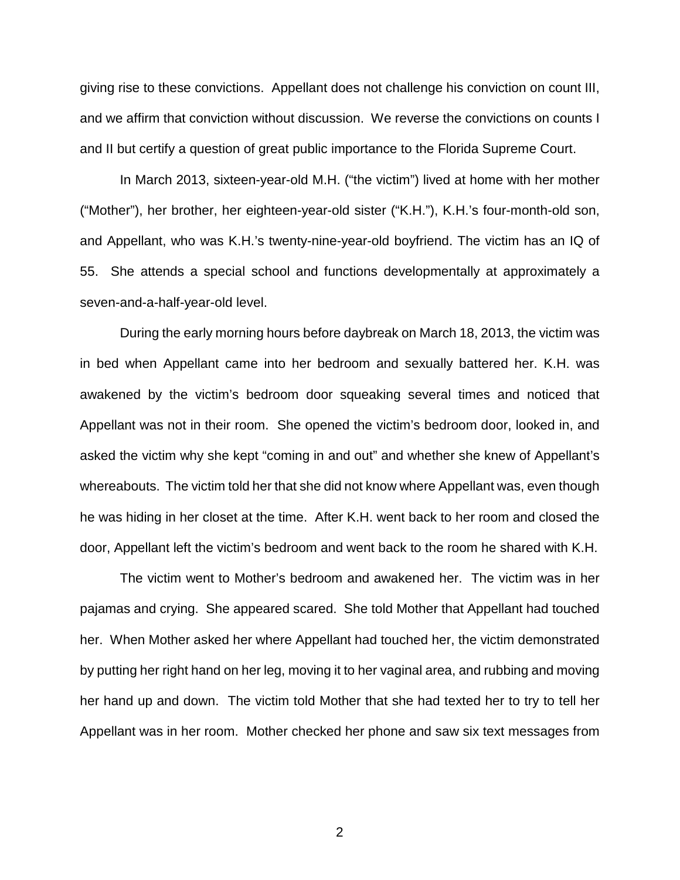giving rise to these convictions. Appellant does not challenge his conviction on count III, and we affirm that conviction without discussion. We reverse the convictions on counts I and II but certify a question of great public importance to the Florida Supreme Court.

In March 2013, sixteen-year-old M.H. ("the victim") lived at home with her mother ("Mother"), her brother, her eighteen-year-old sister ("K.H."), K.H.'s four-month-old son, and Appellant, who was K.H.'s twenty-nine-year-old boyfriend. The victim has an IQ of 55. She attends a special school and functions developmentally at approximately a seven-and-a-half-year-old level.

During the early morning hours before daybreak on March 18, 2013, the victim was in bed when Appellant came into her bedroom and sexually battered her. K.H. was awakened by the victim's bedroom door squeaking several times and noticed that Appellant was not in their room. She opened the victim's bedroom door, looked in, and asked the victim why she kept "coming in and out" and whether she knew of Appellant's whereabouts. The victim told her that she did not know where Appellant was, even though he was hiding in her closet at the time. After K.H. went back to her room and closed the door, Appellant left the victim's bedroom and went back to the room he shared with K.H.

The victim went to Mother's bedroom and awakened her. The victim was in her pajamas and crying. She appeared scared. She told Mother that Appellant had touched her. When Mother asked her where Appellant had touched her, the victim demonstrated by putting her right hand on her leg, moving it to her vaginal area, and rubbing and moving her hand up and down. The victim told Mother that she had texted her to try to tell her Appellant was in her room. Mother checked her phone and saw six text messages from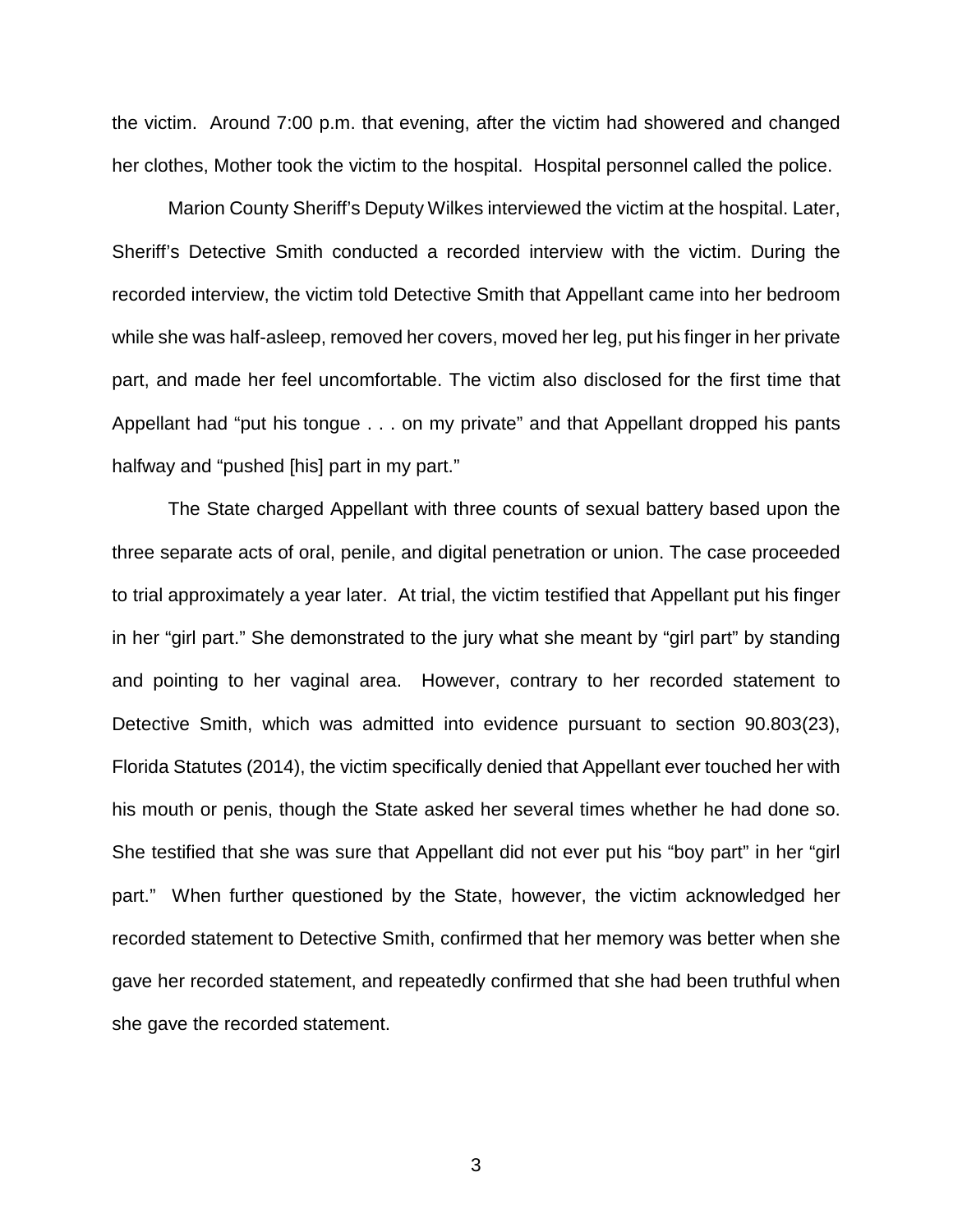the victim. Around 7:00 p.m. that evening, after the victim had showered and changed her clothes, Mother took the victim to the hospital. Hospital personnel called the police.

Marion County Sheriff's Deputy Wilkes interviewed the victim at the hospital. Later, Sheriff's Detective Smith conducted a recorded interview with the victim. During the recorded interview, the victim told Detective Smith that Appellant came into her bedroom while she was half-asleep, removed her covers, moved her leg, put his finger in her private part, and made her feel uncomfortable. The victim also disclosed for the first time that Appellant had "put his tongue . . . on my private" and that Appellant dropped his pants halfway and "pushed [his] part in my part."

The State charged Appellant with three counts of sexual battery based upon the three separate acts of oral, penile, and digital penetration or union. The case proceeded to trial approximately a year later. At trial, the victim testified that Appellant put his finger in her "girl part." She demonstrated to the jury what she meant by "girl part" by standing and pointing to her vaginal area. However, contrary to her recorded statement to Detective Smith, which was admitted into evidence pursuant to section 90.803(23), Florida Statutes (2014), the victim specifically denied that Appellant ever touched her with his mouth or penis, though the State asked her several times whether he had done so. She testified that she was sure that Appellant did not ever put his "boy part" in her "girl part." When further questioned by the State, however, the victim acknowledged her recorded statement to Detective Smith, confirmed that her memory was better when she gave her recorded statement, and repeatedly confirmed that she had been truthful when she gave the recorded statement.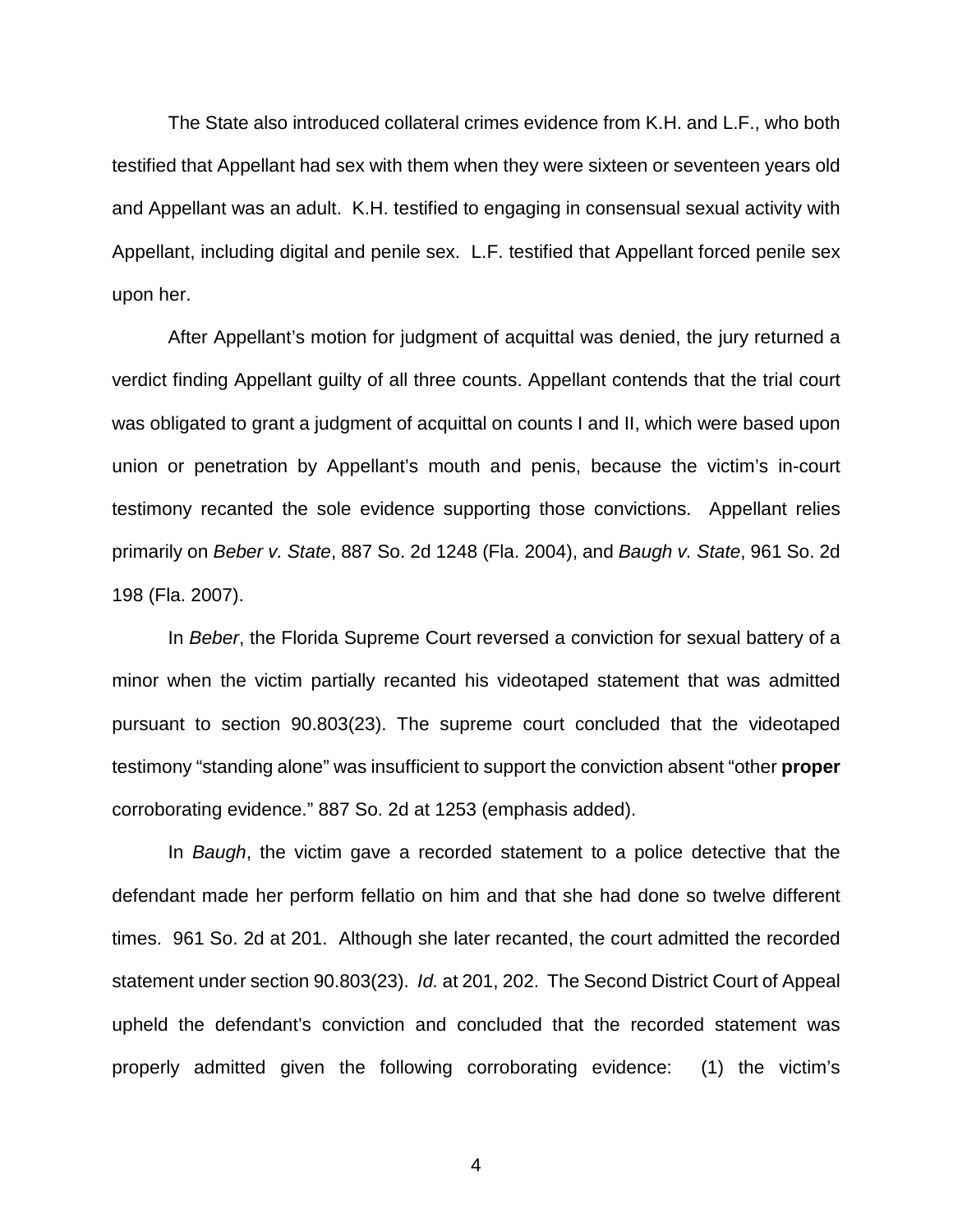The State also introduced collateral crimes evidence from K.H. and L.F., who both testified that Appellant had sex with them when they were sixteen or seventeen years old and Appellant was an adult. K.H. testified to engaging in consensual sexual activity with Appellant, including digital and penile sex. L.F. testified that Appellant forced penile sex upon her.

After Appellant's motion for judgment of acquittal was denied, the jury returned a verdict finding Appellant guilty of all three counts. Appellant contends that the trial court was obligated to grant a judgment of acquittal on counts I and II, which were based upon union or penetration by Appellant's mouth and penis, because the victim's in-court testimony recanted the sole evidence supporting those convictions. Appellant relies primarily on *Beber v. State*, 887 So. 2d 1248 (Fla. 2004), and *Baugh v. State*, 961 So. 2d 198 (Fla. 2007).

In *Beber*, the Florida Supreme Court reversed a conviction for sexual battery of a minor when the victim partially recanted his videotaped statement that was admitted pursuant to section 90.803(23). The supreme court concluded that the videotaped testimony "standing alone" was insufficient to support the conviction absent "other **proper** corroborating evidence." 887 So. 2d at 1253 (emphasis added).

In *Baugh*, the victim gave a recorded statement to a police detective that the defendant made her perform fellatio on him and that she had done so twelve different times. 961 So. 2d at 201. Although she later recanted, the court admitted the recorded statement under section 90.803(23). *Id.* at 201, 202. The Second District Court of Appeal upheld the defendant's conviction and concluded that the recorded statement was properly admitted given the following corroborating evidence: (1) the victim's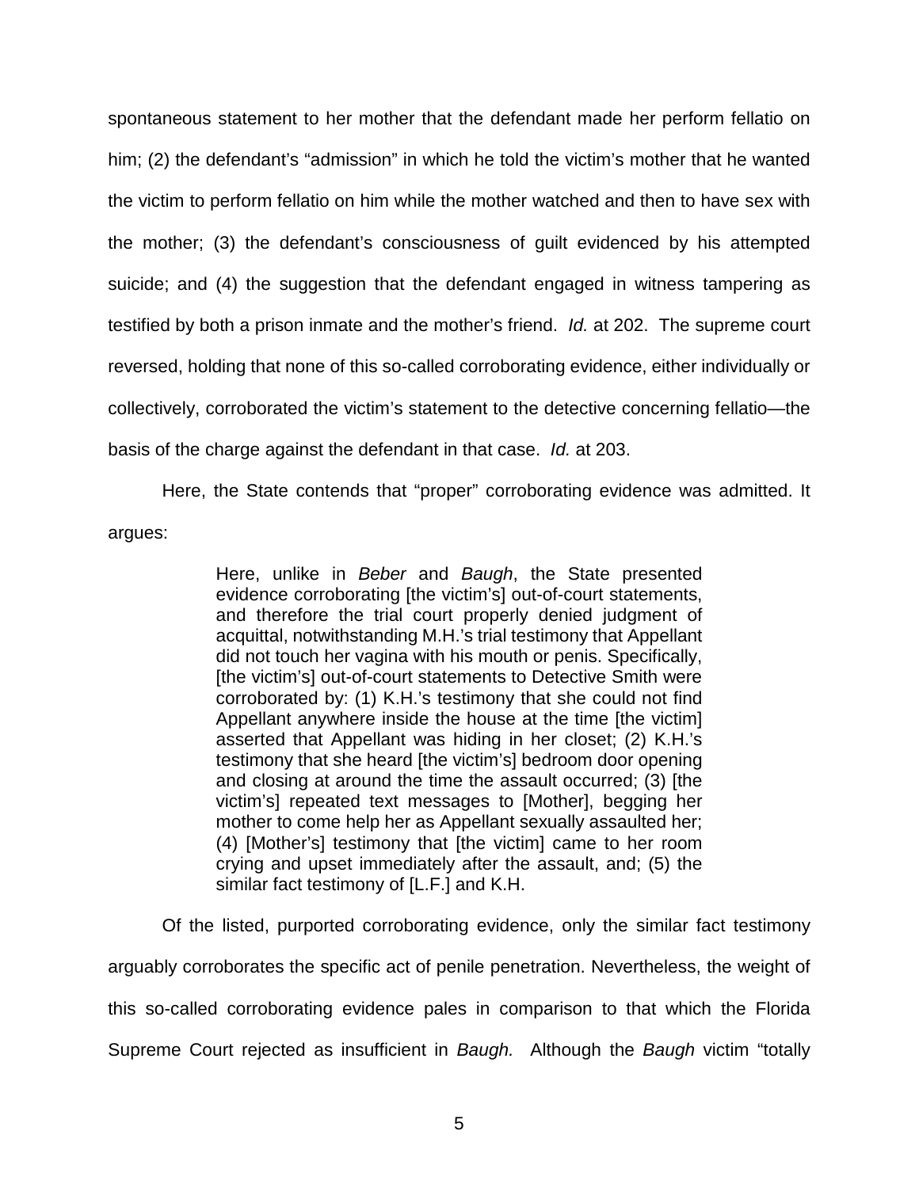spontaneous statement to her mother that the defendant made her perform fellatio on him; (2) the defendant's "admission" in which he told the victim's mother that he wanted the victim to perform fellatio on him while the mother watched and then to have sex with the mother; (3) the defendant's consciousness of guilt evidenced by his attempted suicide; and (4) the suggestion that the defendant engaged in witness tampering as testified by both a prison inmate and the mother's friend. *Id.* at 202. The supreme court reversed, holding that none of this so-called corroborating evidence, either individually or collectively, corroborated the victim's statement to the detective concerning fellatio—the basis of the charge against the defendant in that case. *Id.* at 203.

Here, the State contends that "proper" corroborating evidence was admitted. It argues:

> Here, unlike in *Beber* and *Baugh*, the State presented evidence corroborating [the victim's] out-of-court statements, and therefore the trial court properly denied judgment of acquittal, notwithstanding M.H.'s trial testimony that Appellant did not touch her vagina with his mouth or penis. Specifically, [the victim's] out-of-court statements to Detective Smith were corroborated by: (1) K.H.'s testimony that she could not find Appellant anywhere inside the house at the time [the victim] asserted that Appellant was hiding in her closet; (2) K.H.'s testimony that she heard [the victim's] bedroom door opening and closing at around the time the assault occurred; (3) [the victim's] repeated text messages to [Mother], begging her mother to come help her as Appellant sexually assaulted her; (4) [Mother's] testimony that [the victim] came to her room crying and upset immediately after the assault, and; (5) the similar fact testimony of [L.F.] and K.H.

Of the listed, purported corroborating evidence, only the similar fact testimony arguably corroborates the specific act of penile penetration. Nevertheless, the weight of this so-called corroborating evidence pales in comparison to that which the Florida Supreme Court rejected as insufficient in *Baugh.* Although the *Baugh* victim "totally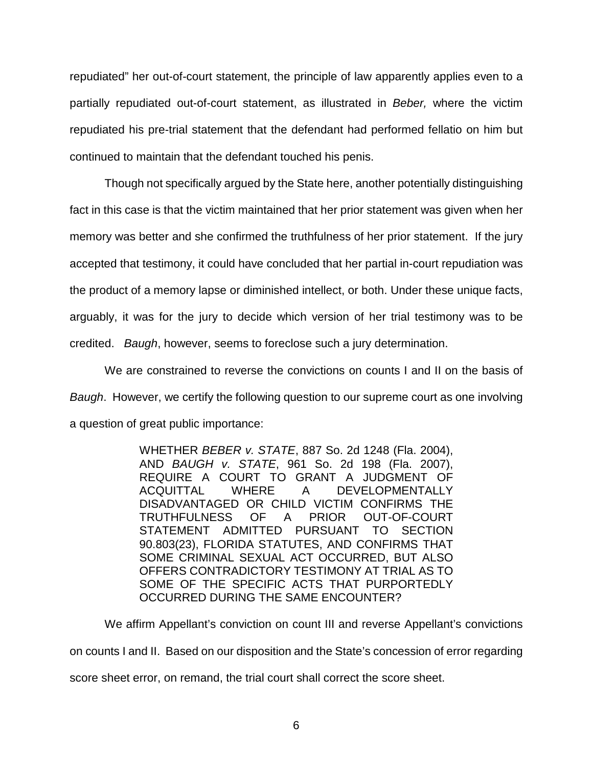repudiated" her out-of-court statement, the principle of law apparently applies even to a partially repudiated out-of-court statement, as illustrated in *Beber,* where the victim repudiated his pre-trial statement that the defendant had performed fellatio on him but continued to maintain that the defendant touched his penis.

Though not specifically argued by the State here, another potentially distinguishing fact in this case is that the victim maintained that her prior statement was given when her memory was better and she confirmed the truthfulness of her prior statement. If the jury accepted that testimony, it could have concluded that her partial in-court repudiation was the product of a memory lapse or diminished intellect, or both. Under these unique facts, arguably, it was for the jury to decide which version of her trial testimony was to be credited. *Baugh*, however, seems to foreclose such a jury determination.

We are constrained to reverse the convictions on counts I and II on the basis of *Baugh*. However, we certify the following question to our supreme court as one involving a question of great public importance:

> WHETHER *BEBER v. STATE*, 887 So. 2d 1248 (Fla. 2004), AND *BAUGH v. STATE*, 961 So. 2d 198 (Fla. 2007), REQUIRE A COURT TO GRANT A JUDGMENT OF ACQUITTAL WHERE A DEVELOPMENTALLY DISADVANTAGED OR CHILD VICTIM CONFIRMS THE TRUTHFULNESS OF A PRIOR OUT-OF-COURT STATEMENT ADMITTED PURSUANT TO SECTION 90.803(23), FLORIDA STATUTES, AND CONFIRMS THAT SOME CRIMINAL SEXUAL ACT OCCURRED, BUT ALSO OFFERS CONTRADICTORY TESTIMONY AT TRIAL AS TO SOME OF THE SPECIFIC ACTS THAT PURPORTEDLY OCCURRED DURING THE SAME ENCOUNTER?

We affirm Appellant's conviction on count III and reverse Appellant's convictions on counts I and II. Based on our disposition and the State's concession of error regarding score sheet error, on remand, the trial court shall correct the score sheet.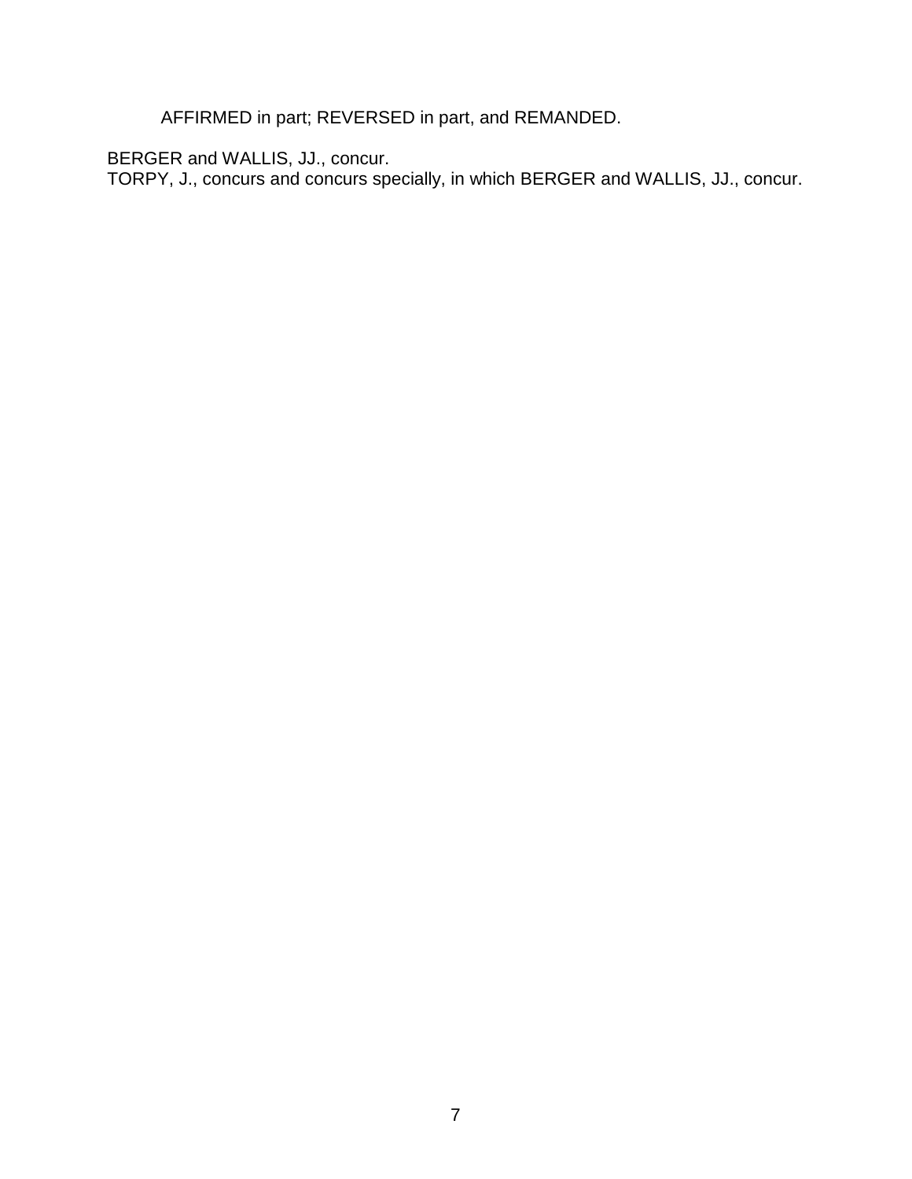AFFIRMED in part; REVERSED in part, and REMANDED.

BERGER and WALLIS, JJ., concur.
TORPY, J., concurs and concurs specially, in which BERGER and WALLIS, JJ., concur.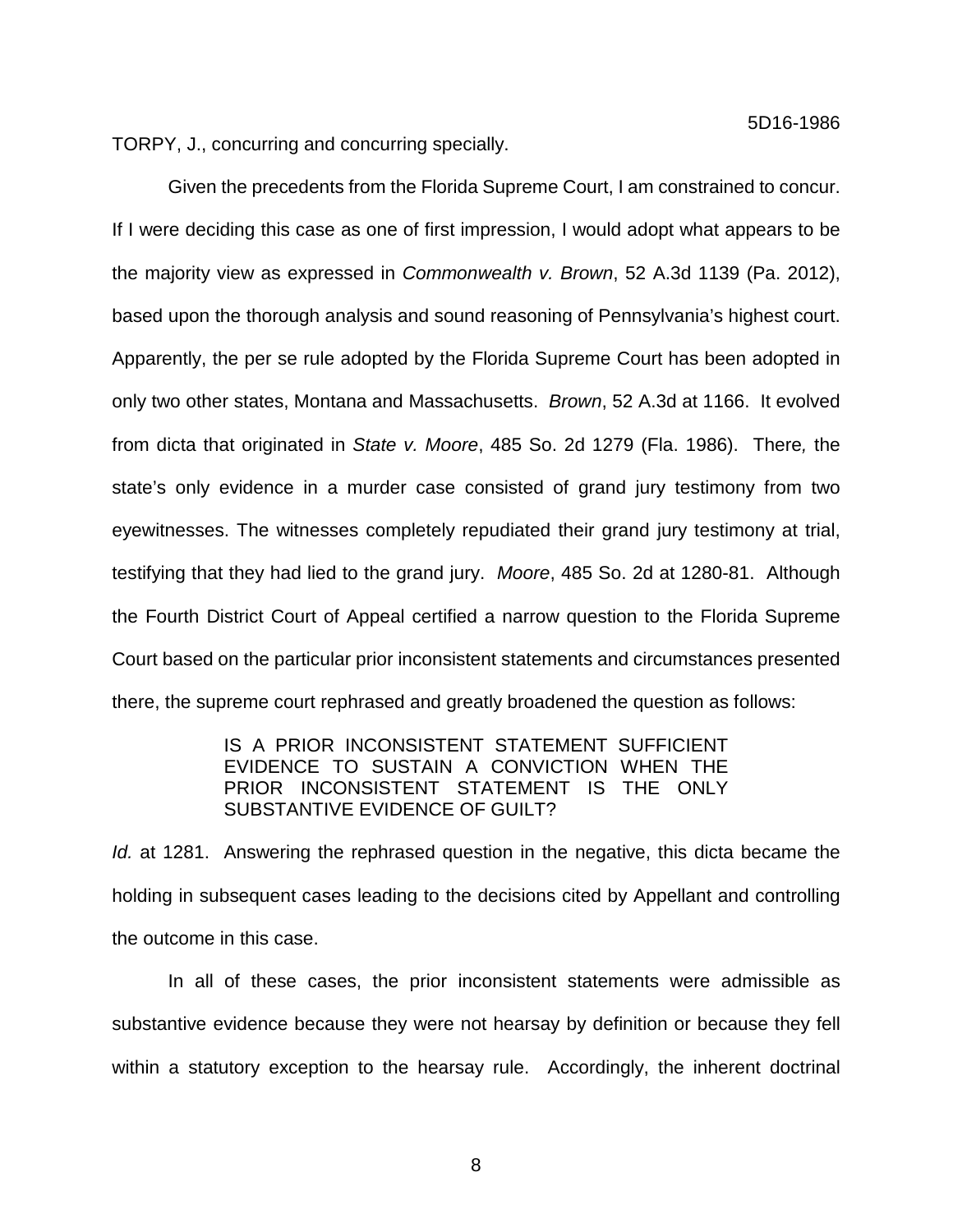TORPY, J., concurring and concurring specially.

Given the precedents from the Florida Supreme Court, I am constrained to concur. If I were deciding this case as one of first impression, I would adopt what appears to be the majority view as expressed in *Commonwealth v. Brown*, 52 A.3d 1139 (Pa. 2012), based upon the thorough analysis and sound reasoning of Pennsylvania's highest court. Apparently, the per se rule adopted by the Florida Supreme Court has been adopted in only two other states, Montana and Massachusetts. *Brown*, 52 A.3d at 1166. It evolved from dicta that originated in *State v. Moore*, 485 So. 2d 1279 (Fla. 1986). There*,* the state's only evidence in a murder case consisted of grand jury testimony from two eyewitnesses. The witnesses completely repudiated their grand jury testimony at trial, testifying that they had lied to the grand jury. *Moore*, 485 So. 2d at 1280-81. Although the Fourth District Court of Appeal certified a narrow question to the Florida Supreme Court based on the particular prior inconsistent statements and circumstances presented there, the supreme court rephrased and greatly broadened the question as follows:

> IS A PRIOR INCONSISTENT STATEMENT SUFFICIENT EVIDENCE TO SUSTAIN A CONVICTION WHEN THE PRIOR INCONSISTENT STATEMENT IS THE ONLY SUBSTANTIVE EVIDENCE OF GUILT?

*Id.* at 1281. Answering the rephrased question in the negative, this dicta became the holding in subsequent cases leading to the decisions cited by Appellant and controlling the outcome in this case.

In all of these cases, the prior inconsistent statements were admissible as substantive evidence because they were not hearsay by definition or because they fell within a statutory exception to the hearsay rule. Accordingly, the inherent doctrinal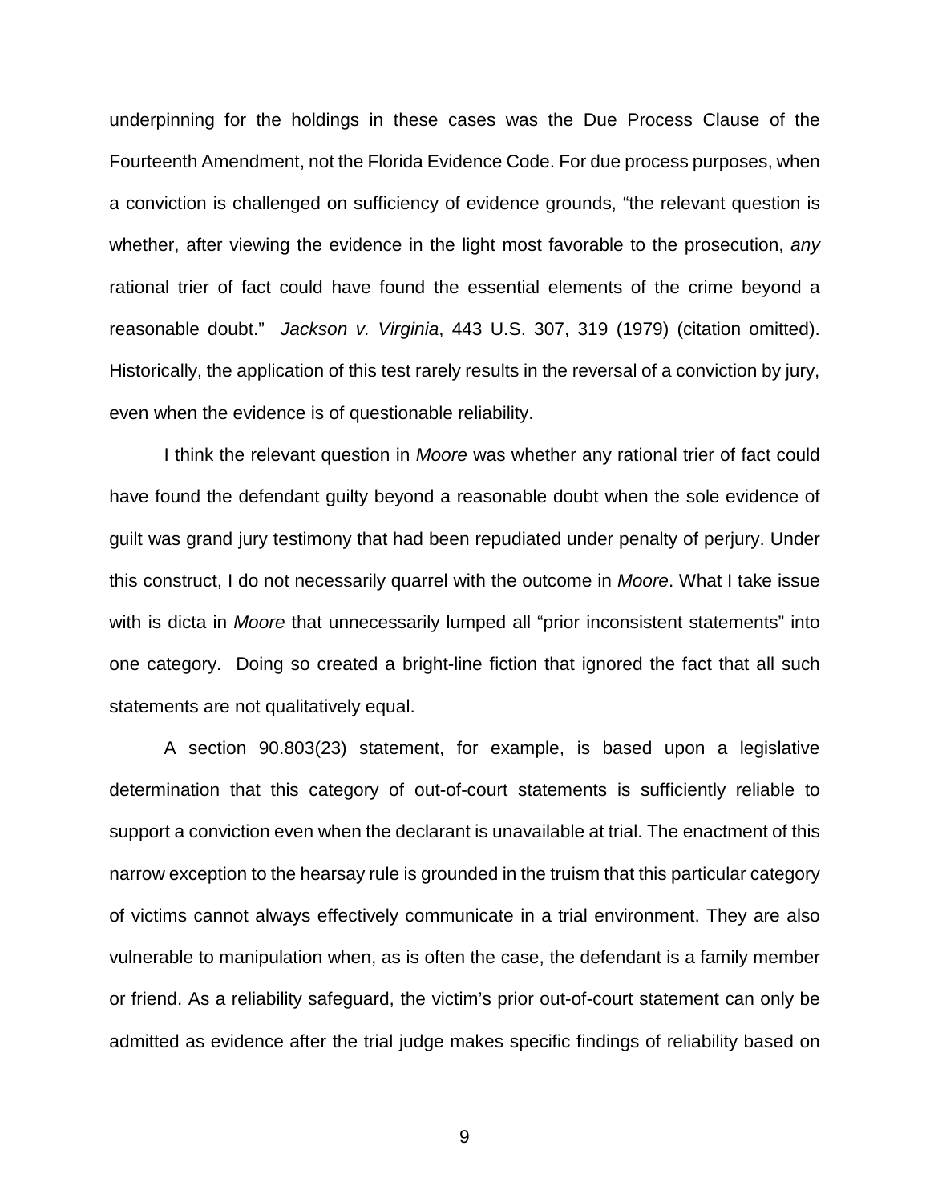underpinning for the holdings in these cases was the Due Process Clause of the Fourteenth Amendment, not the Florida Evidence Code. For due process purposes, when a conviction is challenged on sufficiency of evidence grounds, "the relevant question is whether, after viewing the evidence in the light most favorable to the prosecution, *any* rational trier of fact could have found the essential elements of the crime beyond a reasonable doubt." *Jackson v. Virginia*, 443 U.S. 307, 319 (1979) (citation omitted). Historically, the application of this test rarely results in the reversal of a conviction by jury, even when the evidence is of questionable reliability.

I think the relevant question in *Moore* was whether any rational trier of fact could have found the defendant guilty beyond a reasonable doubt when the sole evidence of guilt was grand jury testimony that had been repudiated under penalty of perjury. Under this construct, I do not necessarily quarrel with the outcome in *Moore*. What I take issue with is dicta in *Moore* that unnecessarily lumped all "prior inconsistent statements" into one category. Doing so created a bright-line fiction that ignored the fact that all such statements are not qualitatively equal.

A section 90.803(23) statement, for example, is based upon a legislative determination that this category of out-of-court statements is sufficiently reliable to support a conviction even when the declarant is unavailable at trial. The enactment of this narrow exception to the hearsay rule is grounded in the truism that this particular category of victims cannot always effectively communicate in a trial environment. They are also vulnerable to manipulation when, as is often the case, the defendant is a family member or friend. As a reliability safeguard, the victim's prior out-of-court statement can only be admitted as evidence after the trial judge makes specific findings of reliability based on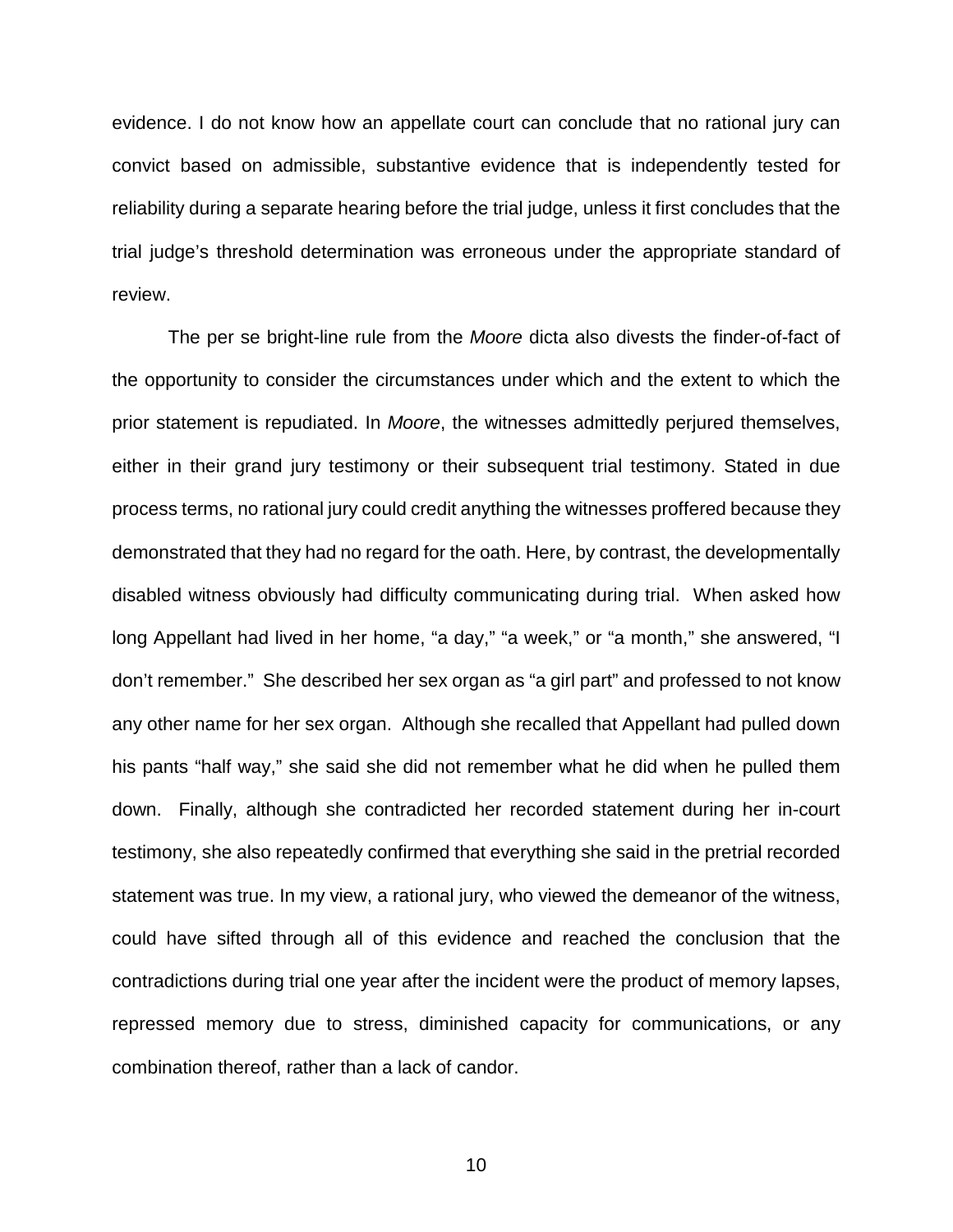evidence. I do not know how an appellate court can conclude that no rational jury can convict based on admissible, substantive evidence that is independently tested for reliability during a separate hearing before the trial judge, unless it first concludes that the trial judge's threshold determination was erroneous under the appropriate standard of review.

The per se bright-line rule from the *Moore* dicta also divests the finder-of-fact of the opportunity to consider the circumstances under which and the extent to which the prior statement is repudiated. In *Moore*, the witnesses admittedly perjured themselves, either in their grand jury testimony or their subsequent trial testimony. Stated in due process terms, no rational jury could credit anything the witnesses proffered because they demonstrated that they had no regard for the oath. Here, by contrast, the developmentally disabled witness obviously had difficulty communicating during trial. When asked how long Appellant had lived in her home, "a day," "a week," or "a month," she answered, "I don't remember." She described her sex organ as "a girl part" and professed to not know any other name for her sex organ. Although she recalled that Appellant had pulled down his pants "half way," she said she did not remember what he did when he pulled them down. Finally, although she contradicted her recorded statement during her in-court testimony, she also repeatedly confirmed that everything she said in the pretrial recorded statement was true. In my view, a rational jury, who viewed the demeanor of the witness, could have sifted through all of this evidence and reached the conclusion that the contradictions during trial one year after the incident were the product of memory lapses, repressed memory due to stress, diminished capacity for communications, or any combination thereof, rather than a lack of candor.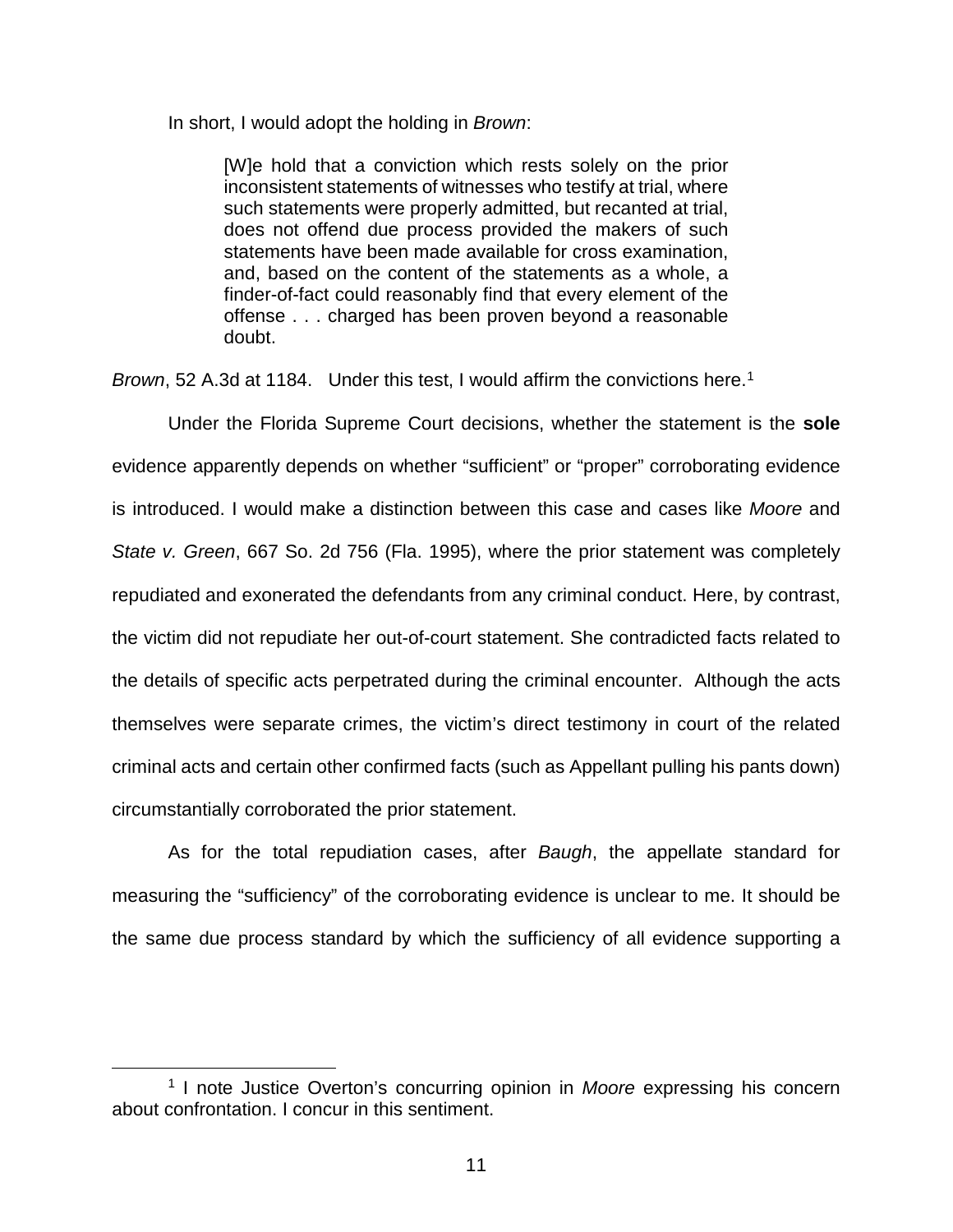In short, I would adopt the holding in *Brown*:

> [W]e hold that a conviction which rests solely on the prior inconsistent statements of witnesses who testify at trial, where such statements were properly admitted, but recanted at trial, does not offend due process provided the makers of such statements have been made available for cross examination, and, based on the content of the statements as a whole, a finder-of-fact could reasonably find that every element of the offense . . . charged has been proven beyond a reasonable doubt.

*Brown*, 52 A.3d at 1184. Under this test, I would affirm the convictions here.[1]

Under the Florida Supreme Court decisions, whether the statement is the **sole** evidence apparently depends on whether "sufficient" or "proper" corroborating evidence is introduced. I would make a distinction between this case and cases like *Moore* and *State v. Green*, 667 So. 2d 756 (Fla. 1995), where the prior statement was completely repudiated and exonerated the defendants from any criminal conduct. Here, by contrast, the victim did not repudiate her out-of-court statement. She contradicted facts related to the details of specific acts perpetrated during the criminal encounter. Although the acts themselves were separate crimes, the victim's direct testimony in court of the related criminal acts and certain other confirmed facts (such as Appellant pulling his pants down) circumstantially corroborated the prior statement.

As for the total repudiation cases, after *Baugh*, the appellate standard for measuring the "sufficiency" of the corroborating evidence is unclear to me. It should be the same due process standard by which the sufficiency of all evidence supporting a

[1] I note Justice Overton's concurring opinion in *Moore* expressing his concern about confrontation. I concur in this sentiment.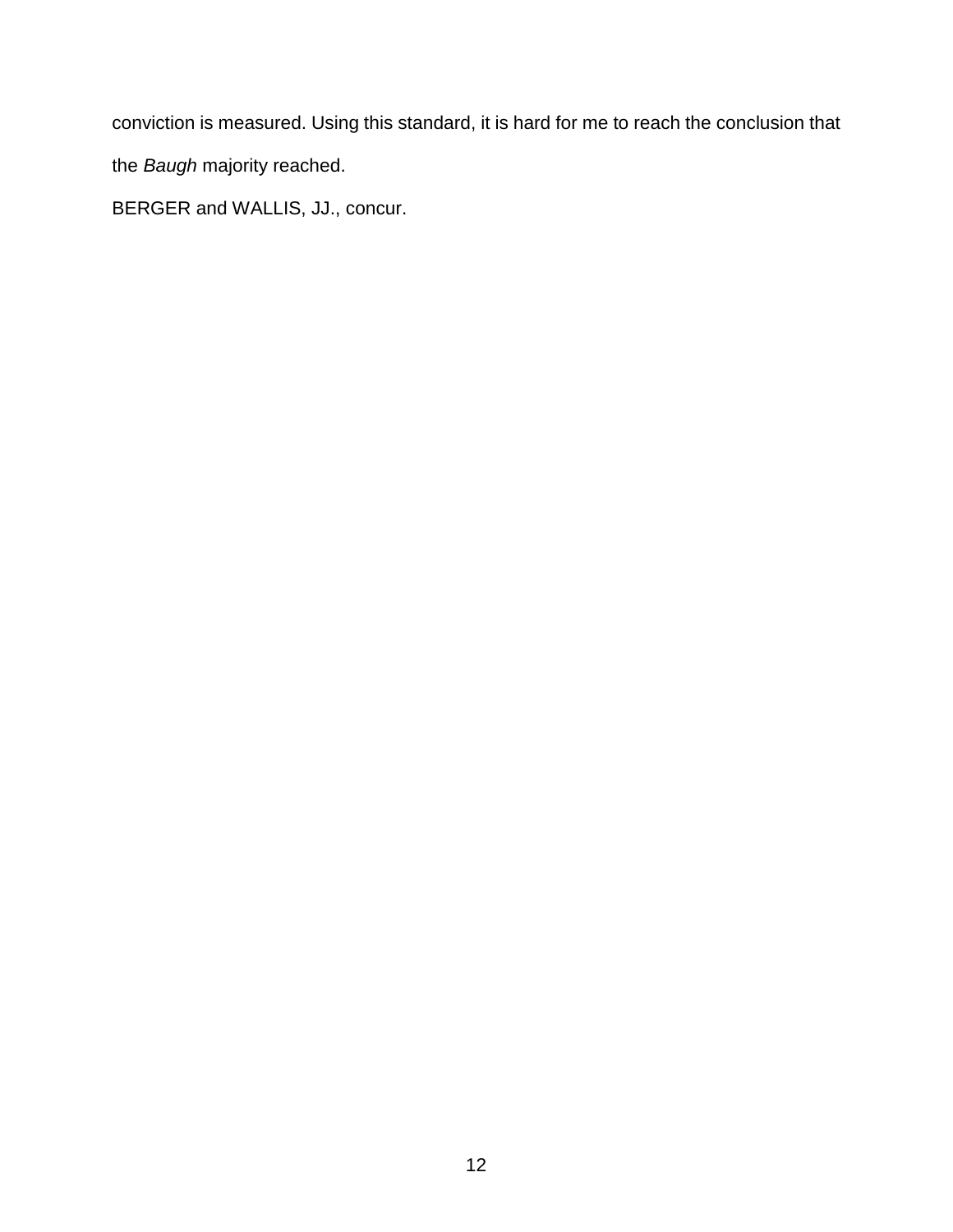conviction is measured. Using this standard, it is hard for me to reach the conclusion that the *Baugh* majority reached.

BERGER and WALLIS, JJ., concur.